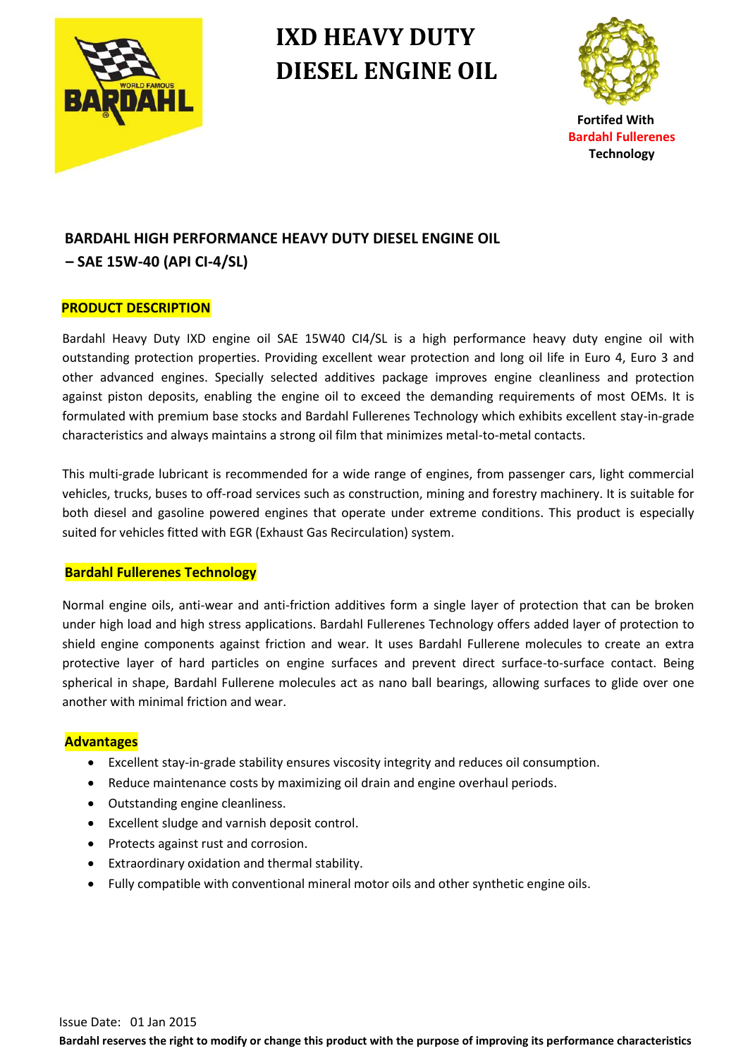# IXD HEAVY DUTY DIESEL ENGINE OIL

**Fortifed With**
**Bardahl Fullerenes**
**Technology**

## BARDAHL HIGH PERFORMANCE HEAVY DUTY DIESEL ENGINE OIL – SAE 15W-40 (API CI-4/SL)

### PRODUCT DESCRIPTION

Bardahl Heavy Duty IXD engine oil SAE 15W40 CI4/SL is a high performance heavy duty engine oil with outstanding protection properties. Providing excellent wear protection and long oil life in Euro 4, Euro 3 and other advanced engines. Specially selected additives package improves engine cleanliness and protection against piston deposits, enabling the engine oil to exceed the demanding requirements of most OEMs. It is formulated with premium base stocks and Bardahl Fullerenes Technology which exhibits excellent stay-in-grade characteristics and always maintains a strong oil film that minimizes metal-to-metal contacts.

This multi-grade lubricant is recommended for a wide range of engines, from passenger cars, light commercial vehicles, trucks, buses to off-road services such as construction, mining and forestry machinery. It is suitable for both diesel and gasoline powered engines that operate under extreme conditions. This product is especially suited for vehicles fitted with EGR (Exhaust Gas Recirculation) system.

### Bardahl Fullerenes Technology

Normal engine oils, anti-wear and anti-friction additives form a single layer of protection that can be broken under high load and high stress applications. Bardahl Fullerenes Technology offers added layer of protection to shield engine components against friction and wear. It uses Bardahl Fullerene molecules to create an extra protective layer of hard particles on engine surfaces and prevent direct surface-to-surface contact. Being spherical in shape, Bardahl Fullerene molecules act as nano ball bearings, allowing surfaces to glide over one another with minimal friction and wear.

### Advantages

- Excellent stay-in-grade stability ensures viscosity integrity and reduces oil consumption.
- Reduce maintenance costs by maximizing oil drain and engine overhaul periods.
- Outstanding engine cleanliness.
- Excellent sludge and varnish deposit control.
- Protects against rust and corrosion.
- Extraordinary oxidation and thermal stability.
- Fully compatible with conventional mineral motor oils and other synthetic engine oils.

Issue Date: 01 Jan 2015

**Bardahl reserves the right to modify or change this product with the purpose of improving its performance characteristics**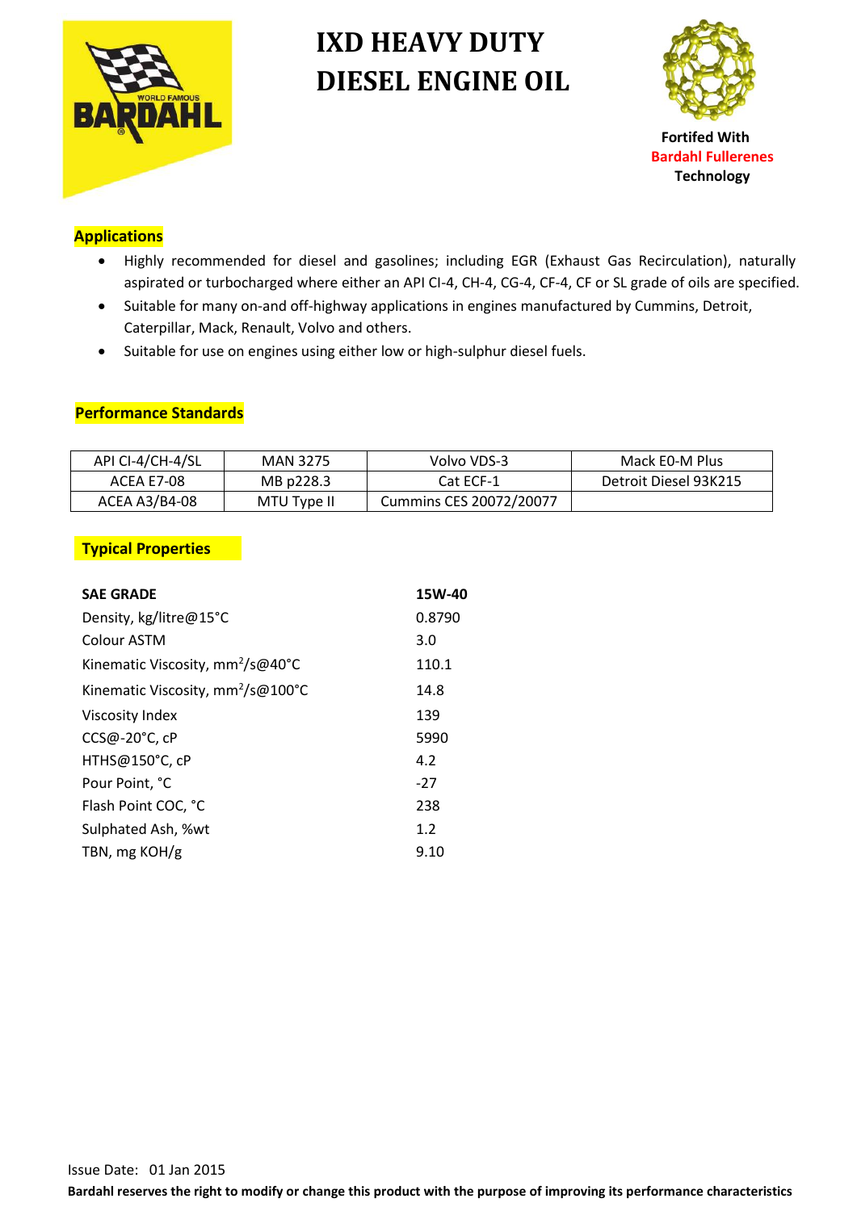BARDAHL
WORLD FAMOUS

# IXD HEAVY DUTY DIESEL ENGINE OIL

**Fortifed With**
**Bardahl Fullerenes**
**Technology**

## Applications

- Highly recommended for diesel and gasolines; including EGR (Exhaust Gas Recirculation), naturally aspirated or turbocharged where either an API CI-4, CH-4, CG-4, CF-4, CF or SL grade of oils are specified.
- Suitable for many on-and off-highway applications in engines manufactured by Cummins, Detroit, Caterpillar, Mack, Renault, Volvo and others.
- Suitable for use on engines using either low or high-sulphur diesel fuels.

## Performance Standards

| | | | |
|---|---|---|---|
| API CI-4/CH-4/SL | MAN 3275 | Volvo VDS-3 | Mack E0-M Plus |
| ACEA E7-08 | MB p228.3 | Cat ECF-1 | Detroit Diesel 93K215 |
| ACEA A3/B4-08 | MTU Type II | Cummins CES 20072/20077 | |

## Typical Properties

| SAE GRADE | 15W-40 |
|---|---|
| Density, kg/litre@15°C | 0.8790 |
| Colour ASTM | 3.0 |
| Kinematic Viscosity, $mm^2/s$@40°C | 110.1 |
| Kinematic Viscosity, $mm^2/s$@100°C | 14.8 |
| Viscosity Index | 139 |
| CCS@-20°C, cP | 5990 |
| HTHS@150°C, cP | 4.2 |
| Pour Point, °C | -27 |
| Flash Point COC, °C | 238 |
| Sulphated Ash, %wt | 1.2 |
| TBN, mg KOH/g | 9.10 |

Issue Date: 01 Jan 2015

**Bardahl reserves the right to modify or change this product with the purpose of improving its performance characteristics**